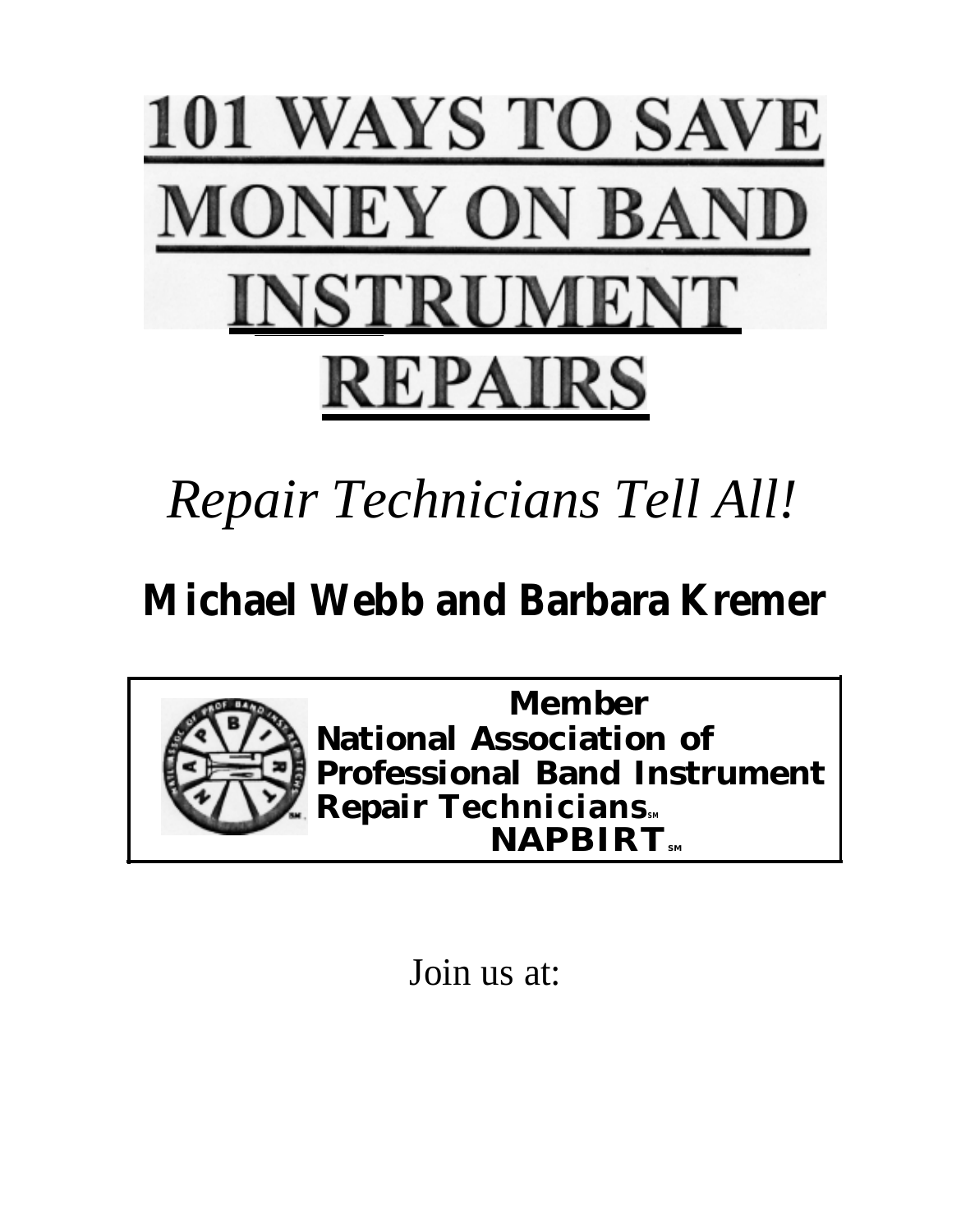# 101 WAYS TO SAVE MONEY ON BAND INSTRUMENT REPAIRS

*Repair Technicians Tell All!*

**Michael Webb and Barbara Kremer**

**Member**
**National Association of Professional Band Instrument Repair Technicians℠**
**NAPBIRT℠**

Join us at: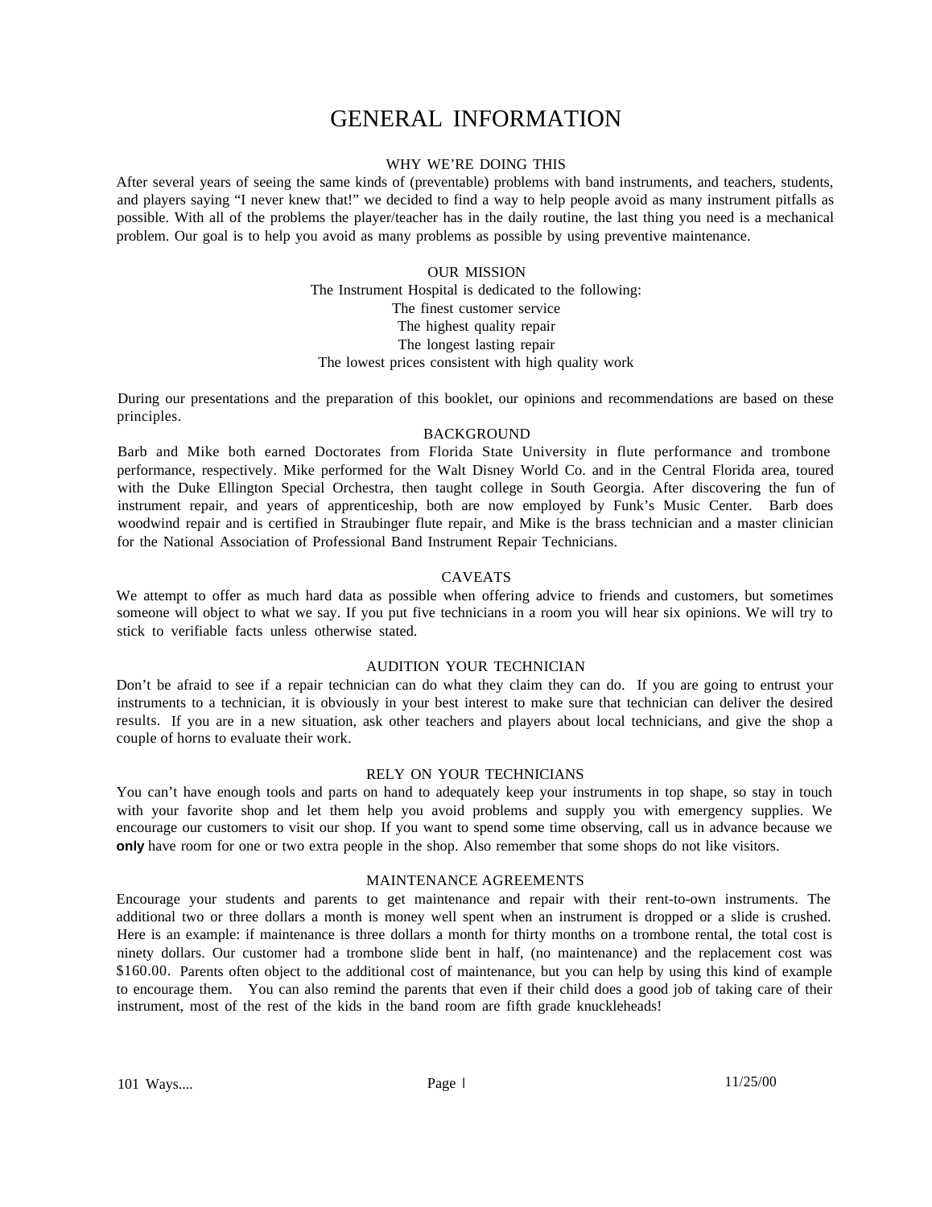# GENERAL INFORMATION

## WHY WE'RE DOING THIS

After several years of seeing the same kinds of (preventable) problems with band instruments, and teachers, students, and players saying "I never knew that!" we decided to find a way to help people avoid as many instrument pitfalls as possible. With all of the problems the player/teacher has in the daily routine, the last thing you need is a mechanical problem. Our goal is to help you avoid as many problems as possible by using preventive maintenance.

## OUR MISSION

The Instrument Hospital is dedicated to the following:
The finest customer service
The highest quality repair
The longest lasting repair
The lowest prices consistent with high quality work

During our presentations and the preparation of this booklet, our opinions and recommendations are based on these principles.

## BACKGROUND

Barb and Mike both earned Doctorates from Florida State University in flute performance and trombone performance, respectively. Mike performed for the Walt Disney World Co. and in the Central Florida area, toured with the Duke Ellington Special Orchestra, then taught college in South Georgia. After discovering the fun of instrument repair, and years of apprenticeship, both are now employed by Funk's Music Center. Barb does woodwind repair and is certified in Straubinger flute repair, and Mike is the brass technician and a master clinician for the National Association of Professional Band Instrument Repair Technicians.

## CAVEATS

We attempt to offer as much hard data as possible when offering advice to friends and customers, but sometimes someone will object to what we say. If you put five technicians in a room you will hear six opinions. We will try to stick to verifiable facts unless otherwise stated.

## AUDITION YOUR TECHNICIAN

Don't be afraid to see if a repair technician can do what they claim they can do. If you are going to entrust your instruments to a technician, it is obviously in your best interest to make sure that technician can deliver the desired results. If you are in a new situation, ask other teachers and players about local technicians, and give the shop a couple of horns to evaluate their work.

## RELY ON YOUR TECHNICIANS

You can't have enough tools and parts on hand to adequately keep your instruments in top shape, so stay in touch with your favorite shop and let them help you avoid problems and supply you with emergency supplies. We encourage our customers to visit our shop. If you want to spend some time observing, call us in advance because we **only** have room for one or two extra people in the shop. Also remember that some shops do not like visitors.

## MAINTENANCE AGREEMENTS

Encourage your students and parents to get maintenance and repair with their rent-to-own instruments. The additional two or three dollars a month is money well spent when an instrument is dropped or a slide is crushed. Here is an example: if maintenance is three dollars a month for thirty months on a trombone rental, the total cost is ninety dollars. Our customer had a trombone slide bent in half, (no maintenance) and the replacement cost was $160.00. Parents often object to the additional cost of maintenance, but you can help by using this kind of example to encourage them. You can also remind the parents that even if their child does a good job of taking care of their instrument, most of the rest of the kids in the band room are fifth grade knuckleheads!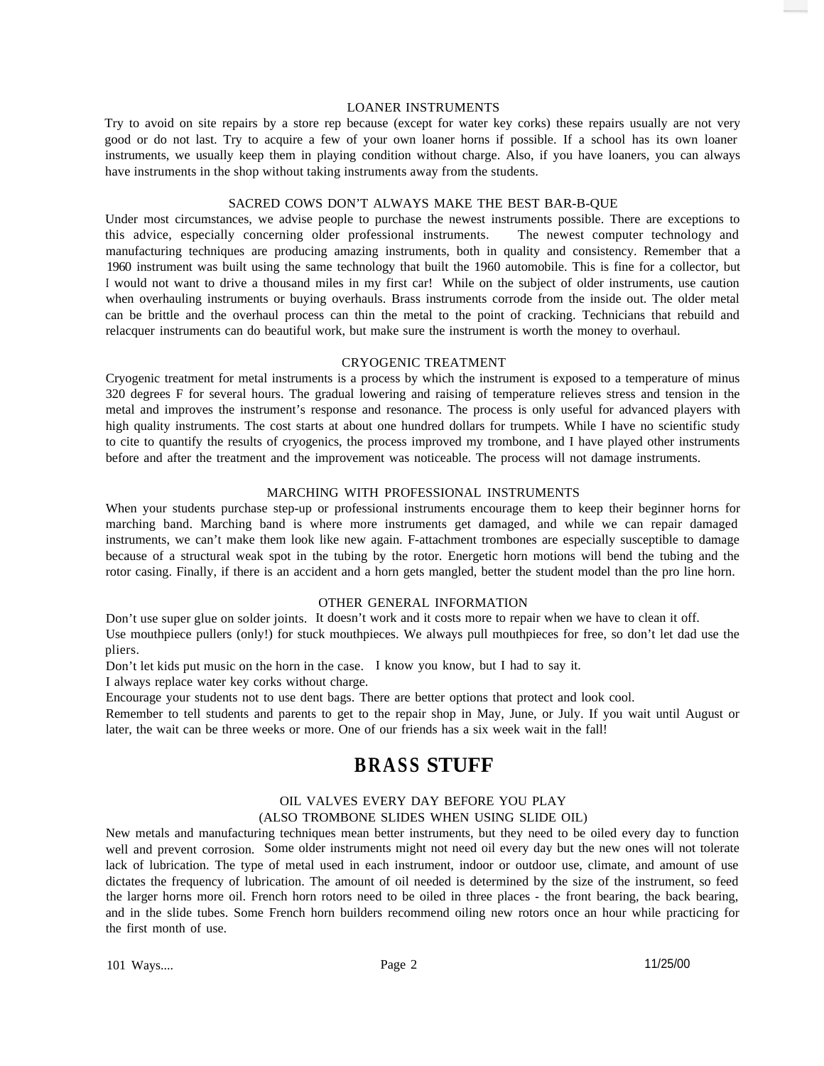### LOANER INSTRUMENTS

Try to avoid on site repairs by a store rep because (except for water key corks) these repairs usually are not very good or do not last. Try to acquire a few of your own loaner horns if possible. If a school has its own loaner instruments, we usually keep them in playing condition without charge. Also, if you have loaners, you can always have instruments in the shop without taking instruments away from the students.

### SACRED COWS DON'T ALWAYS MAKE THE BEST BAR-B-QUE

Under most circumstances, we advise people to purchase the newest instruments possible. There are exceptions to this advice, especially concerning older professional instruments. The newest computer technology and manufacturing techniques are producing amazing instruments, both in quality and consistency. Remember that a 1960 instrument was built using the same technology that built the 1960 automobile. This is fine for a collector, but I would not want to drive a thousand miles in my first car! While on the subject of older instruments, use caution when overhauling instruments or buying overhauls. Brass instruments corrode from the inside out. The older metal can be brittle and the overhaul process can thin the metal to the point of cracking. Technicians that rebuild and relacquer instruments can do beautiful work, but make sure the instrument is worth the money to overhaul.

### CRYOGENIC TREATMENT

Cryogenic treatment for metal instruments is a process by which the instrument is exposed to a temperature of minus 320 degrees F for several hours. The gradual lowering and raising of temperature relieves stress and tension in the metal and improves the instrument's response and resonance. The process is only useful for advanced players with high quality instruments. The cost starts at about one hundred dollars for trumpets. While I have no scientific study to cite to quantify the results of cryogenics, the process improved my trombone, and I have played other instruments before and after the treatment and the improvement was noticeable. The process will not damage instruments.

### MARCHING WITH PROFESSIONAL INSTRUMENTS

When your students purchase step-up or professional instruments encourage them to keep their beginner horns for marching band. Marching band is where more instruments get damaged, and while we can repair damaged instruments, we can't make them look like new again. F-attachment trombones are especially susceptible to damage because of a structural weak spot in the tubing by the rotor. Energetic horn motions will bend the tubing and the rotor casing. Finally, if there is an accident and a horn gets mangled, better the student model than the pro line horn.

### OTHER GENERAL INFORMATION

Don't use super glue on solder joints. It doesn't work and it costs more to repair when we have to clean it off.
Use mouthpiece pullers (only!) for stuck mouthpieces. We always pull mouthpieces for free, so don't let dad use the pliers.
Don't let kids put music on the horn in the case. I know you know, but I had to say it.
I always replace water key corks without charge.
Encourage your students not to use dent bags. There are better options that protect and look cool.
Remember to tell students and parents to get to the repair shop in May, June, or July. If you wait until August or later, the wait can be three weeks or more. One of our friends has a six week wait in the fall!

## BRASS STUFF

### OIL VALVES EVERY DAY BEFORE YOU PLAY (ALSO TROMBONE SLIDES WHEN USING SLIDE OIL)

New metals and manufacturing techniques mean better instruments, but they need to be oiled every day to function well and prevent corrosion. Some older instruments might not need oil every day but the new ones will not tolerate lack of lubrication. The type of metal used in each instrument, indoor or outdoor use, climate, and amount of use dictates the frequency of lubrication. The amount of oil needed is determined by the size of the instrument, so feed the larger horns more oil. French horn rotors need to be oiled in three places - the front bearing, the back bearing, and in the slide tubes. Some French horn builders recommend oiling new rotors once an hour while practicing for the first month of use.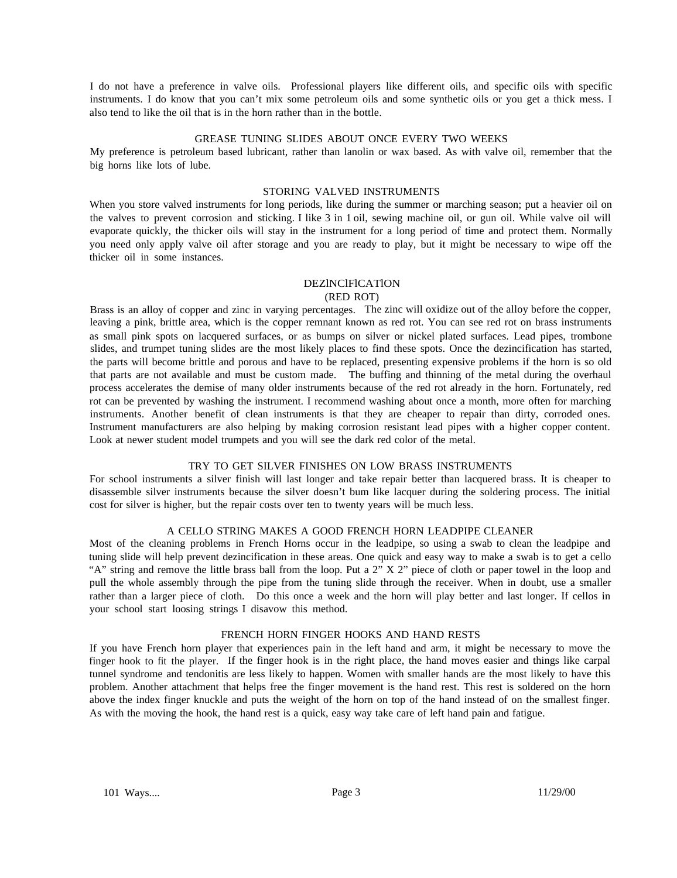I do not have a preference in valve oils. Professional players like different oils, and specific oils with specific instruments. I do know that you can't mix some petroleum oils and some synthetic oils or you get a thick mess. I also tend to like the oil that is in the horn rather than in the bottle.

## GREASE TUNING SLIDES ABOUT ONCE EVERY TWO WEEKS

My preference is petroleum based lubricant, rather than lanolin or wax based. As with valve oil, remember that the big horns like lots of lube.

## STORING VALVED INSTRUMENTS

When you store valved instruments for long periods, like during the summer or marching season; put a heavier oil on the valves to prevent corrosion and sticking. I like 3 in 1 oil, sewing machine oil, or gun oil. While valve oil will evaporate quickly, the thicker oils will stay in the instrument for a long period of time and protect them. Normally you need only apply valve oil after storage and you are ready to play, but it might be necessary to wipe off the thicker oil in some instances.

## DEZINCIFICATION
## (RED ROT)

Brass is an alloy of copper and zinc in varying percentages. The zinc will oxidize out of the alloy before the copper, leaving a pink, brittle area, which is the copper remnant known as red rot. You can see red rot on brass instruments as small pink spots on lacquered surfaces, or as bumps on silver or nickel plated surfaces. Lead pipes, trombone slides, and trumpet tuning slides are the most likely places to find these spots. Once the dezincification has started, the parts will become brittle and porous and have to be replaced, presenting expensive problems if the horn is so old that parts are not available and must be custom made. The buffing and thinning of the metal during the overhaul process accelerates the demise of many older instruments because of the red rot already in the horn. Fortunately, red rot can be prevented by washing the instrument. I recommend washing about once a month, more often for marching instruments. Another benefit of clean instruments is that they are cheaper to repair than dirty, corroded ones. Instrument manufacturers are also helping by making corrosion resistant lead pipes with a higher copper content. Look at newer student model trumpets and you will see the dark red color of the metal.

## TRY TO GET SILVER FINISHES ON LOW BRASS INSTRUMENTS

For school instruments a silver finish will last longer and take repair better than lacquered brass. It is cheaper to disassemble silver instruments because the silver doesn't bum like lacquer during the soldering process. The initial cost for silver is higher, but the repair costs over ten to twenty years will be much less.

## A CELLO STRING MAKES A GOOD FRENCH HORN LEADPIPE CLEANER

Most of the cleaning problems in French Horns occur in the leadpipe, so using a swab to clean the leadpipe and tuning slide will help prevent dezincification in these areas. One quick and easy way to make a swab is to get a cello "A" string and remove the little brass ball from the loop. Put a 2" X 2" piece of cloth or paper towel in the loop and pull the whole assembly through the pipe from the tuning slide through the receiver. When in doubt, use a smaller rather than a larger piece of cloth. Do this once a week and the horn will play better and last longer. If cellos in your school start loosing strings I disavow this method.

## FRENCH HORN FINGER HOOKS AND HAND RESTS

If you have French horn player that experiences pain in the left hand and arm, it might be necessary to move the finger hook to fit the player. If the finger hook is in the right place, the hand moves easier and things like carpal tunnel syndrome and tendonitis are less likely to happen. Women with smaller hands are the most likely to have this problem. Another attachment that helps free the finger movement is the hand rest. This rest is soldered on the horn above the index finger knuckle and puts the weight of the horn on top of the hand instead of on the smallest finger. As with the moving the hook, the hand rest is a quick, easy way take care of left hand pain and fatigue.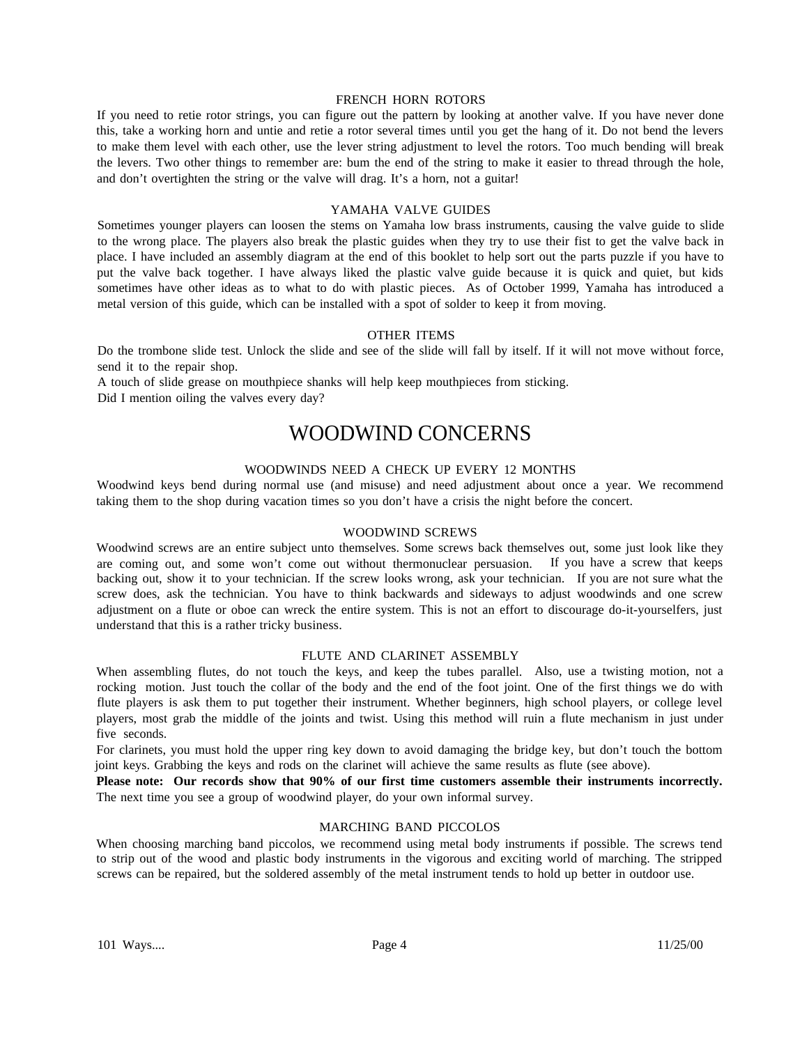### FRENCH HORN ROTORS

If you need to retie rotor strings, you can figure out the pattern by looking at another valve. If you have never done this, take a working horn and untie and retie a rotor several times until you get the hang of it. Do not bend the levers to make them level with each other, use the lever string adjustment to level the rotors. Too much bending will break the levers. Two other things to remember are: bum the end of the string to make it easier to thread through the hole, and don't overtighten the string or the valve will drag. It's a horn, not a guitar!

### YAMAHA VALVE GUIDES

Sometimes younger players can loosen the stems on Yamaha low brass instruments, causing the valve guide to slide to the wrong place. The players also break the plastic guides when they try to use their fist to get the valve back in place. I have included an assembly diagram at the end of this booklet to help sort out the parts puzzle if you have to put the valve back together. I have always liked the plastic valve guide because it is quick and quiet, but kids sometimes have other ideas as to what to do with plastic pieces. As of October 1999, Yamaha has introduced a metal version of this guide, which can be installed with a spot of solder to keep it from moving.

### OTHER ITEMS

Do the trombone slide test. Unlock the slide and see of the slide will fall by itself. If it will not move without force, send it to the repair shop.

A touch of slide grease on mouthpiece shanks will help keep mouthpieces from sticking.

Did I mention oiling the valves every day?

## WOODWIND CONCERNS

### WOODWINDS NEED A CHECK UP EVERY 12 MONTHS

Woodwind keys bend during normal use (and misuse) and need adjustment about once a year. We recommend taking them to the shop during vacation times so you don't have a crisis the night before the concert.

### WOODWIND SCREWS

Woodwind screws are an entire subject unto themselves. Some screws back themselves out, some just look like they are coming out, and some won't come out without thermonuclear persuasion. If you have a screw that keeps backing out, show it to your technician. If the screw looks wrong, ask your technician. If you are not sure what the screw does, ask the technician. You have to think backwards and sideways to adjust woodwinds and one screw adjustment on a flute or oboe can wreck the entire system. This is not an effort to discourage do-it-yourselfers, just understand that this is a rather tricky business.

### FLUTE AND CLARINET ASSEMBLY

When assembling flutes, do not touch the keys, and keep the tubes parallel. Also, use a twisting motion, not a rocking motion. Just touch the collar of the body and the end of the foot joint. One of the first things we do with flute players is ask them to put together their instrument. Whether beginners, high school players, or college level players, most grab the middle of the joints and twist. Using this method will ruin a flute mechanism in just under five seconds.

For clarinets, you must hold the upper ring key down to avoid damaging the bridge key, but don't touch the bottom joint keys. Grabbing the keys and rods on the clarinet will achieve the same results as flute (see above).

**Please note: Our records show that 90% of our first time customers assemble their instruments incorrectly.** The next time you see a group of woodwind player, do your own informal survey.

### MARCHING BAND PICCOLOS

When choosing marching band piccolos, we recommend using metal body instruments if possible. The screws tend to strip out of the wood and plastic body instruments in the vigorous and exciting world of marching. The stripped screws can be repaired, but the soldered assembly of the metal instrument tends to hold up better in outdoor use.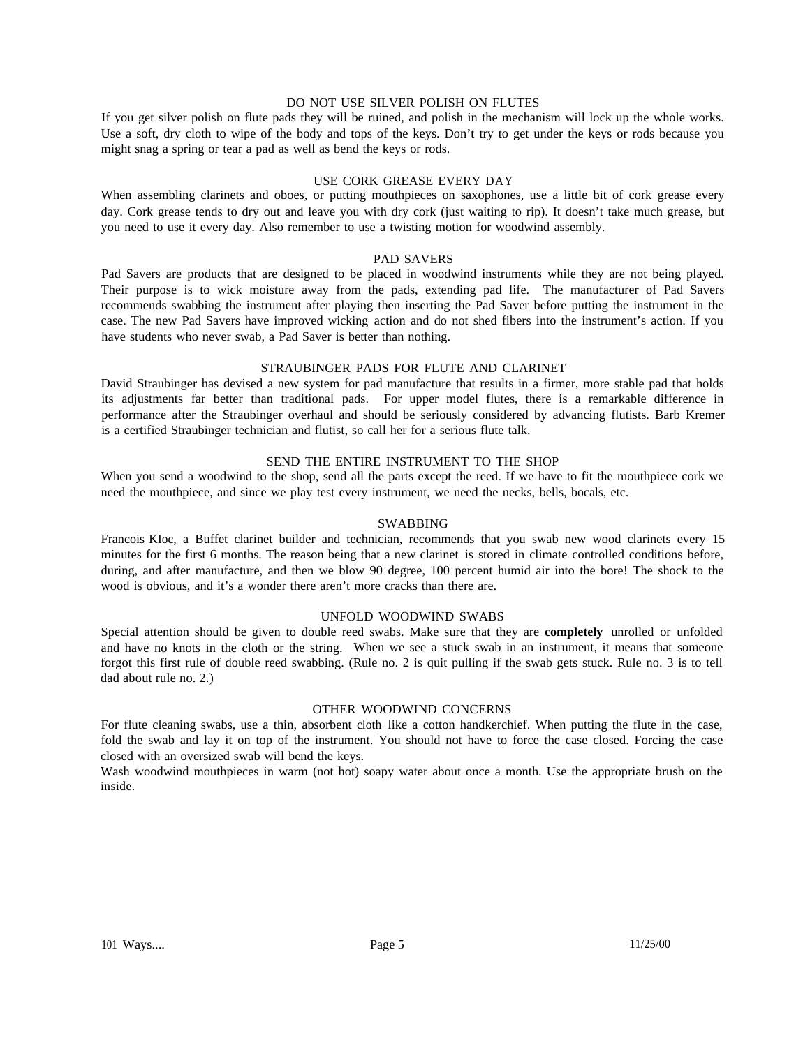### DO NOT USE SILVER POLISH ON FLUTES

If you get silver polish on flute pads they will be ruined, and polish in the mechanism will lock up the whole works. Use a soft, dry cloth to wipe of the body and tops of the keys. Don't try to get under the keys or rods because you might snag a spring or tear a pad as well as bend the keys or rods.

### USE CORK GREASE EVERY DAY

When assembling clarinets and oboes, or putting mouthpieces on saxophones, use a little bit of cork grease every day. Cork grease tends to dry out and leave you with dry cork (just waiting to rip). It doesn't take much grease, but you need to use it every day. Also remember to use a twisting motion for woodwind assembly.

### PAD SAVERS

Pad Savers are products that are designed to be placed in woodwind instruments while they are not being played. Their purpose is to wick moisture away from the pads, extending pad life. The manufacturer of Pad Savers recommends swabbing the instrument after playing then inserting the Pad Saver before putting the instrument in the case. The new Pad Savers have improved wicking action and do not shed fibers into the instrument's action. If you have students who never swab, a Pad Saver is better than nothing.

### STRAUBINGER PADS FOR FLUTE AND CLARINET

David Straubinger has devised a new system for pad manufacture that results in a firmer, more stable pad that holds its adjustments far better than traditional pads. For upper model flutes, there is a remarkable difference in performance after the Straubinger overhaul and should be seriously considered by advancing flutists. Barb Kremer is a certified Straubinger technician and flutist, so call her for a serious flute talk.

### SEND THE ENTIRE INSTRUMENT TO THE SHOP

When you send a woodwind to the shop, send all the parts except the reed. If we have to fit the mouthpiece cork we need the mouthpiece, and since we play test every instrument, we need the necks, bells, bocals, etc.

### SWABBING

Francois KIoc, a Buffet clarinet builder and technician, recommends that you swab new wood clarinets every 15 minutes for the first 6 months. The reason being that a new clarinet is stored in climate controlled conditions before, during, and after manufacture, and then we blow 90 degree, 100 percent humid air into the bore! The shock to the wood is obvious, and it's a wonder there aren't more cracks than there are.

### UNFOLD WOODWIND SWABS

Special attention should be given to double reed swabs. Make sure that they are **completely** unrolled or unfolded and have no knots in the cloth or the string. When we see a stuck swab in an instrument, it means that someone forgot this first rule of double reed swabbing. (Rule no. 2 is quit pulling if the swab gets stuck. Rule no. 3 is to tell dad about rule no. 2.)

### OTHER WOODWIND CONCERNS

For flute cleaning swabs, use a thin, absorbent cloth like a cotton handkerchief. When putting the flute in the case, fold the swab and lay it on top of the instrument. You should not have to force the case closed. Forcing the case closed with an oversized swab will bend the keys.

Wash woodwind mouthpieces in warm (not hot) soapy water about once a month. Use the appropriate brush on the inside.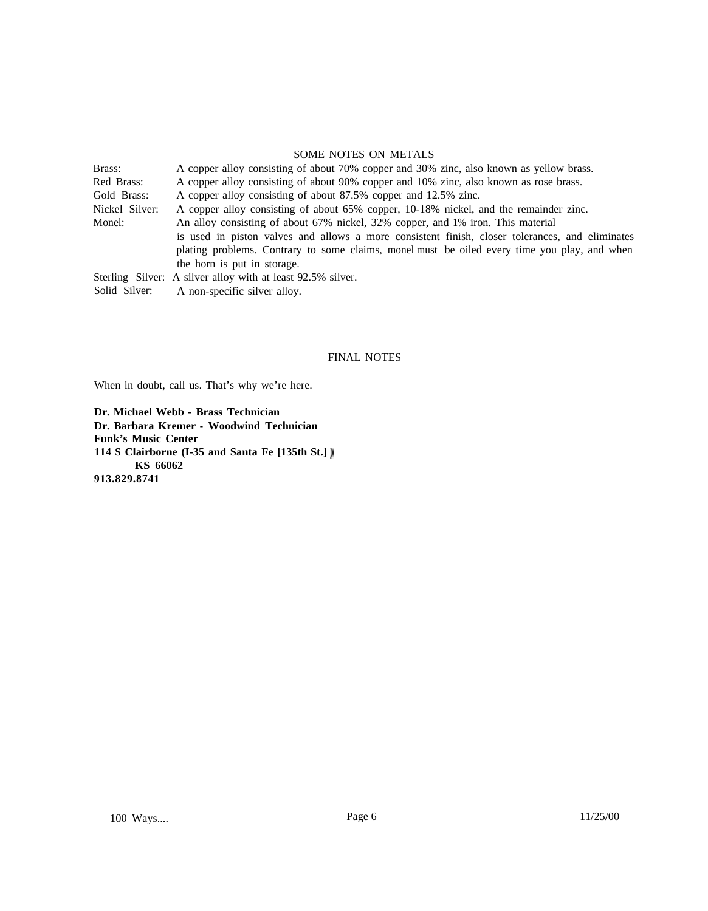## SOME NOTES ON METALS

| | |
|---|---|
| Brass: | A copper alloy consisting of about 70% copper and 30% zinc, also known as yellow brass. |
| Red Brass: | A copper alloy consisting of about 90% copper and 10% zinc, also known as rose brass. |
| Gold Brass: | A copper alloy consisting of about 87.5% copper and 12.5% zinc. |
| Nickel Silver: | A copper alloy consisting of about 65% copper, 10-18% nickel, and the remainder zinc. |
| Monel: | An alloy consisting of about 67% nickel, 32% copper, and 1% iron. This material is used in piston valves and allows a more consistent finish, closer tolerances, and eliminates plating problems. Contrary to some claims, monel must be oiled every time you play, and when the horn is put in storage. |
| Sterling Silver: | A silver alloy with at least 92.5% silver. |
| Solid Silver: | A non-specific silver alloy. |

## FINAL NOTES

When in doubt, call us. That's why we're here.

**Dr. Michael Webb - Brass Technician**
**Dr. Barbara Kremer - Woodwind Technician**
**Funk's Music Center**
**114 S Clairborne (I-35 and Santa Fe [135th St.])**
**KS 66062**
**913.829.8741**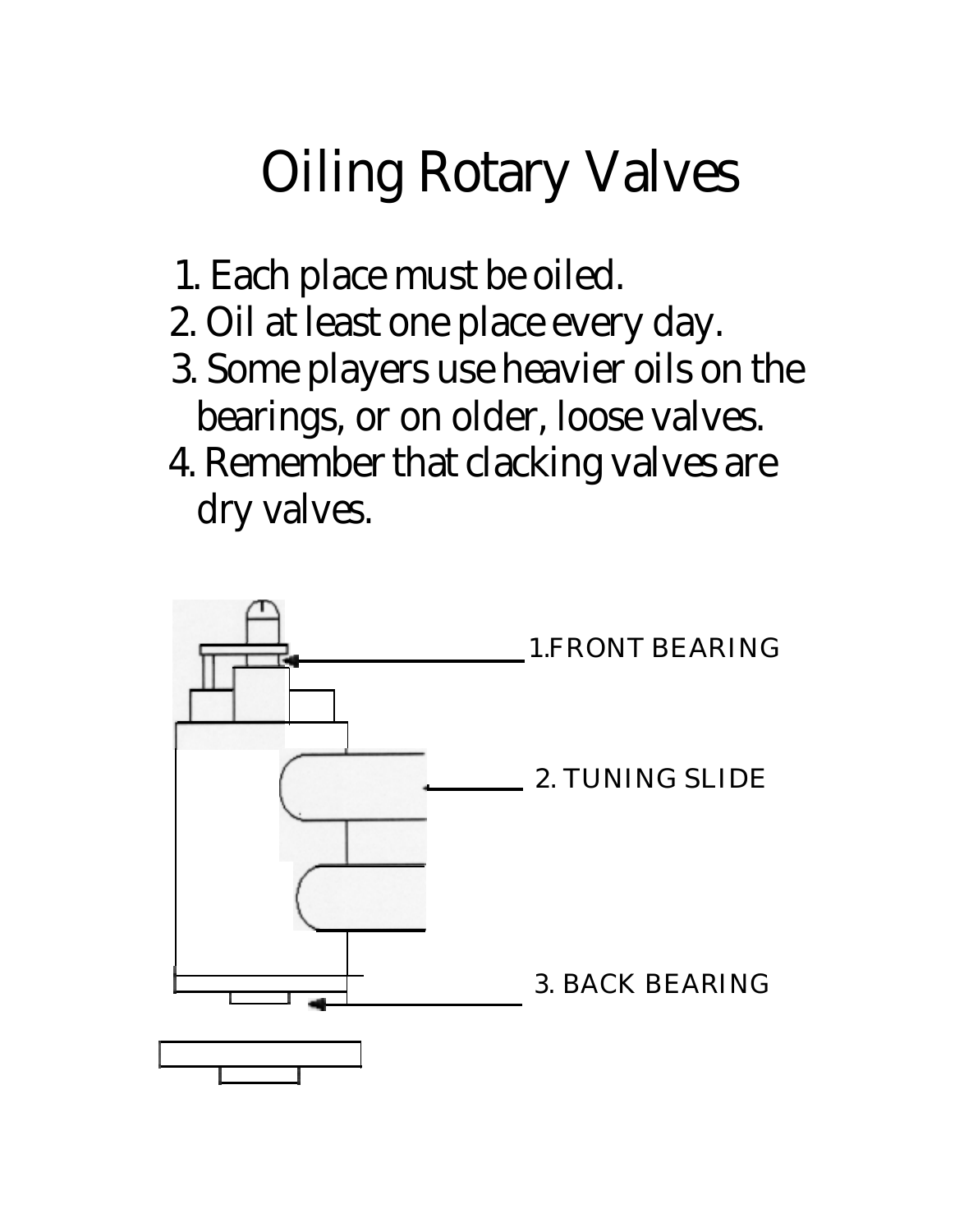# Oiling Rotary Valves

1. Each place must be oiled.
2. Oil at least one place every day.
3. Some players use heavier oils on the bearings, or on older, loose valves.
4. Remember that clacking valves are dry valves.

1.FRONT BEARING

2. TUNING SLIDE

3. BACK BEARING